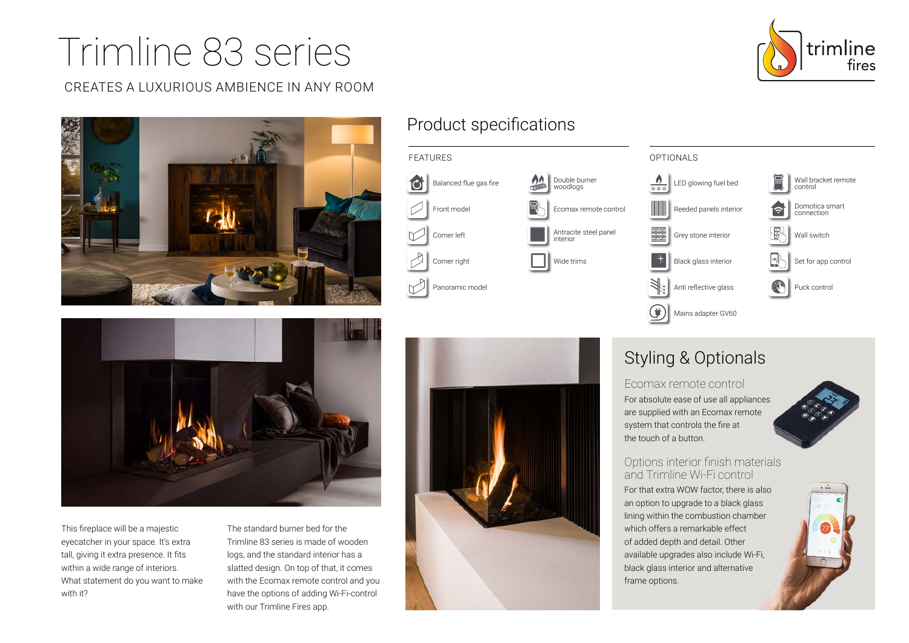# Trimline 83 series

CREATES A LUXURIOUS AMBIENCE IN ANY ROOM

## Product specifications

### FEATURES

- Balanced flue gas fire
- Front model
- Corner left
- Corner right
- Panoramic model
- Double burner woodlogs
- Ecomax remote control
- Antracite steel panel interior
- Wide trims

### OPTIONALS

- LED glowing fuel bed
- Reeded panels interior
- Grey stone interior
- Black glass interior
- Anti reflective glass
- Mains adapter GV60
- Wall bracket remote control
- Domotica smart connection
- Wall switch
- Set for app control
- Puck control

This fireplace will be a majestic eyecatcher in your space. It's extra tall, giving it extra presence. It fits within a wide range of interiors. What statement do you want to make with it?

The standard burner bed for the Trimline 83 series is made of wooden logs, and the standard interior has a slatted design. On top of that, it comes with the Ecomax remote control and you have the options of adding Wi-Fi-control with our Trimline Fires app.

## Styling & Optionals

### Ecomax remote control

For absolute ease of use all appliances are supplied with an Ecomax remote system that controls the fire at the touch of a button.

### Options interior finish materials and Trimline Wi-Fi control

For that extra WOW factor, there is also an option to upgrade to a black glass lining within the combustion chamber which offers a remarkable effect of added depth and detail. Other available upgrades also include Wi-Fi, black glass interior and alternative frame options.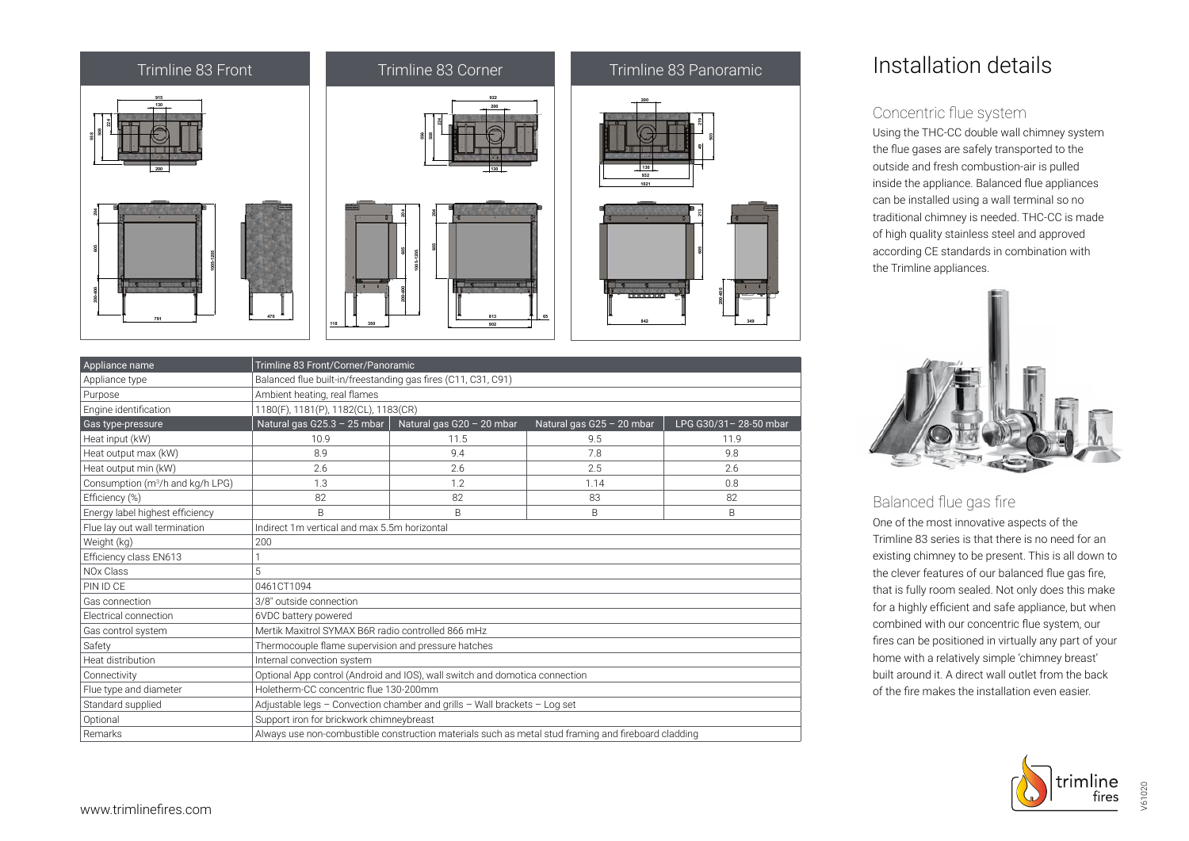## Trimline 83 Front

915
130
200
791
470

## Trimline 83 Corner

922
200
130
118
350
813
902
65

## Trimline 83 Panoramic

200
130
932
1021
842
349

| Appliance name | Trimline 83 Front/Corner/Panoramic | | | |
|---|---|---|---|---|
| Appliance type | Balanced flue built-in/freestanding gas fires (C11, C31, C91) | | | |
| Purpose | Ambient heating, real flames | | | |
| Engine identification | 1180(F), 1181(P), 1182(CL), 1183(CR) | | | |
| Gas type-pressure | Natural gas G25.3 – 25 mbar | Natural gas G20 – 20 mbar | Natural gas G25 – 20 mbar | LPG G30/31– 28-50 mbar |
| Heat input (kW) | 10.9 | 11.5 | 9.5 | 11.9 |
| Heat output max (kW) | 8.9 | 9.4 | 7.8 | 9.8 |
| Heat output min (kW) | 2.6 | 2.6 | 2.5 | 2.6 |
| Consumption ($m^3$/h and kg/h LPG) | 1.3 | 1.2 | 1.14 | 0.8 |
| Efficiency (%) | 82 | 82 | 83 | 82 |
| Energy label highest efficiency | B | B | B | B |
| Flue lay out wall termination | Indirect 1m vertical and max 5.5m horizontal | | | |
| Weight (kg) | 200 | | | |
| Efficiency class EN613 | 1 | | | |
| NOx Class | 5 | | | |
| PIN ID CE | 0461CT1094 | | | |
| Gas connection | 3/8" outside connection | | | |
| Electrical connection | 6VDC battery powered | | | |
| Gas control system | Mertik Maxitrol SYMAX B6R radio controlled 866 mHz | | | |
| Safety | Thermocouple flame supervision and pressure hatches | | | |
| Heat distribution | Internal convection system | | | |
| Connectivity | Optional App control (Android and IOS), wall switch and domotica connection | | | |
| Flue type and diameter | Holetherm-CC concentric flue 130-200mm | | | |
| Standard supplied | Adjustable legs – Convection chamber and grills – Wall brackets – Log set | | | |
| Optional | Support iron for brickwork chimneybreast | | | |
| Remarks | Always use non-combustible construction materials such as metal stud framing and fireboard cladding | | | |

# Installation details

## Concentric flue system

Using the THC-CC double wall chimney system the flue gases are safely transported to the outside and fresh combustion-air is pulled inside the appliance. Balanced flue appliances can be installed using a wall terminal so no traditional chimney is needed. THC-CC is made of high quality stainless steel and approved according CE standards in combination with the Trimline appliances.

## Balanced flue gas fire

One of the most innovative aspects of the Trimline 83 series is that there is no need for an existing chimney to be present. This is all down to the clever features of our balanced flue gas fire, that is fully room sealed. Not only does this make for a highly efficient and safe appliance, but when combined with our concentric flue system, our fires can be positioned in virtually any part of your home with a relatively simple 'chimney breast' built around it. A direct wall outlet from the back of the fire makes the installation even easier.

www.trimlinefires.com

trimline fires

V61020